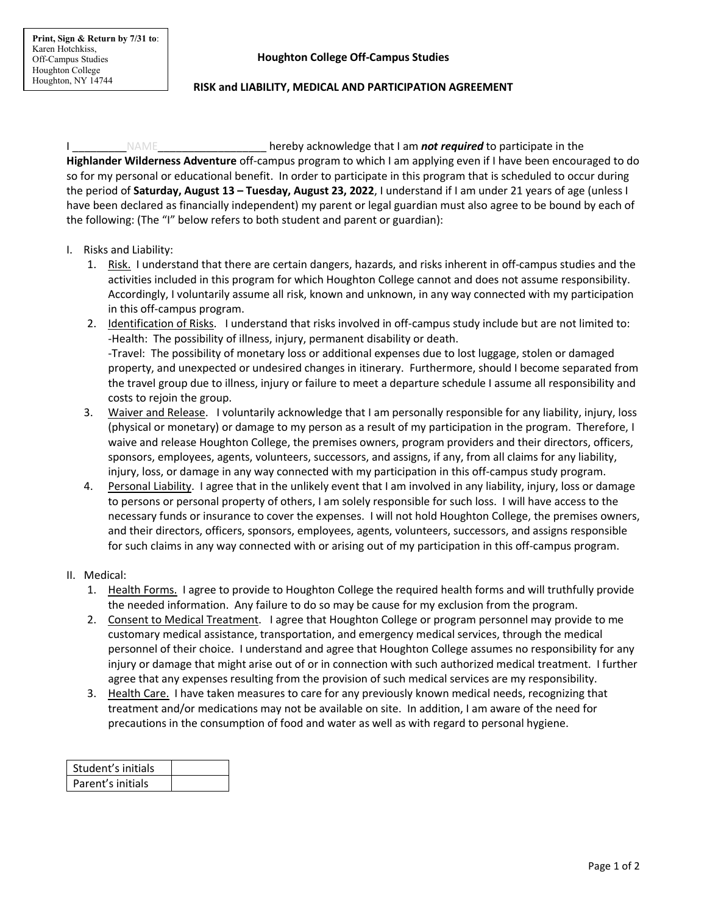**Print, Sign & Return by 7/31 to**:
Karen Hotchkiss,
Off-Campus Studies
Houghton College
Houghton, NY 14744

**Houghton College Off-Campus Studies**

**RISK and LIABILITY, MEDICAL AND PARTICIPATION AGREEMENT**

I _________NAME__________________ hereby acknowledge that I am ***not required*** to participate in the **Highlander Wilderness Adventure** off-campus program to which I am applying even if I have been encouraged to do so for my personal or educational benefit. In order to participate in this program that is scheduled to occur during the period of **Saturday, August 13 – Tuesday, August 23, 2022**, I understand if I am under 21 years of age (unless I have been declared as financially independent) my parent or legal guardian must also agree to be bound by each of the following: (The "I" below refers to both student and parent or guardian):

I. Risks and Liability:

1. Risk. I understand that there are certain dangers, hazards, and risks inherent in off-campus studies and the activities included in this program for which Houghton College cannot and does not assume responsibility. Accordingly, I voluntarily assume all risk, known and unknown, in any way connected with my participation in this off-campus program.
2. Identification of Risks. I understand that risks involved in off-campus study include but are not limited to:
   -Health: The possibility of illness, injury, permanent disability or death.
   -Travel: The possibility of monetary loss or additional expenses due to lost luggage, stolen or damaged property, and unexpected or undesired changes in itinerary. Furthermore, should I become separated from the travel group due to illness, injury or failure to meet a departure schedule I assume all responsibility and costs to rejoin the group.
3. Waiver and Release. I voluntarily acknowledge that I am personally responsible for any liability, injury, loss (physical or monetary) or damage to my person as a result of my participation in the program. Therefore, I waive and release Houghton College, the premises owners, program providers and their directors, officers, sponsors, employees, agents, volunteers, successors, and assigns, if any, from all claims for any liability, injury, loss, or damage in any way connected with my participation in this off-campus study program.
4. Personal Liability. I agree that in the unlikely event that I am involved in any liability, injury, loss or damage to persons or personal property of others, I am solely responsible for such loss. I will have access to the necessary funds or insurance to cover the expenses. I will not hold Houghton College, the premises owners, and their directors, officers, sponsors, employees, agents, volunteers, successors, and assigns responsible for such claims in any way connected with or arising out of my participation in this off-campus program.

II. Medical:

1. Health Forms. I agree to provide to Houghton College the required health forms and will truthfully provide the needed information. Any failure to do so may be cause for my exclusion from the program.
2. Consent to Medical Treatment. I agree that Houghton College or program personnel may provide to me customary medical assistance, transportation, and emergency medical services, through the medical personnel of their choice. I understand and agree that Houghton College assumes no responsibility for any injury or damage that might arise out of or in connection with such authorized medical treatment. I further agree that any expenses resulting from the provision of such medical services are my responsibility.
3. Health Care. I have taken measures to care for any previously known medical needs, recognizing that treatment and/or medications may not be available on site. In addition, I am aware of the need for precautions in the consumption of food and water as well as with regard to personal hygiene.

| Student's initials | |
|---|---|
| Parent's initials | |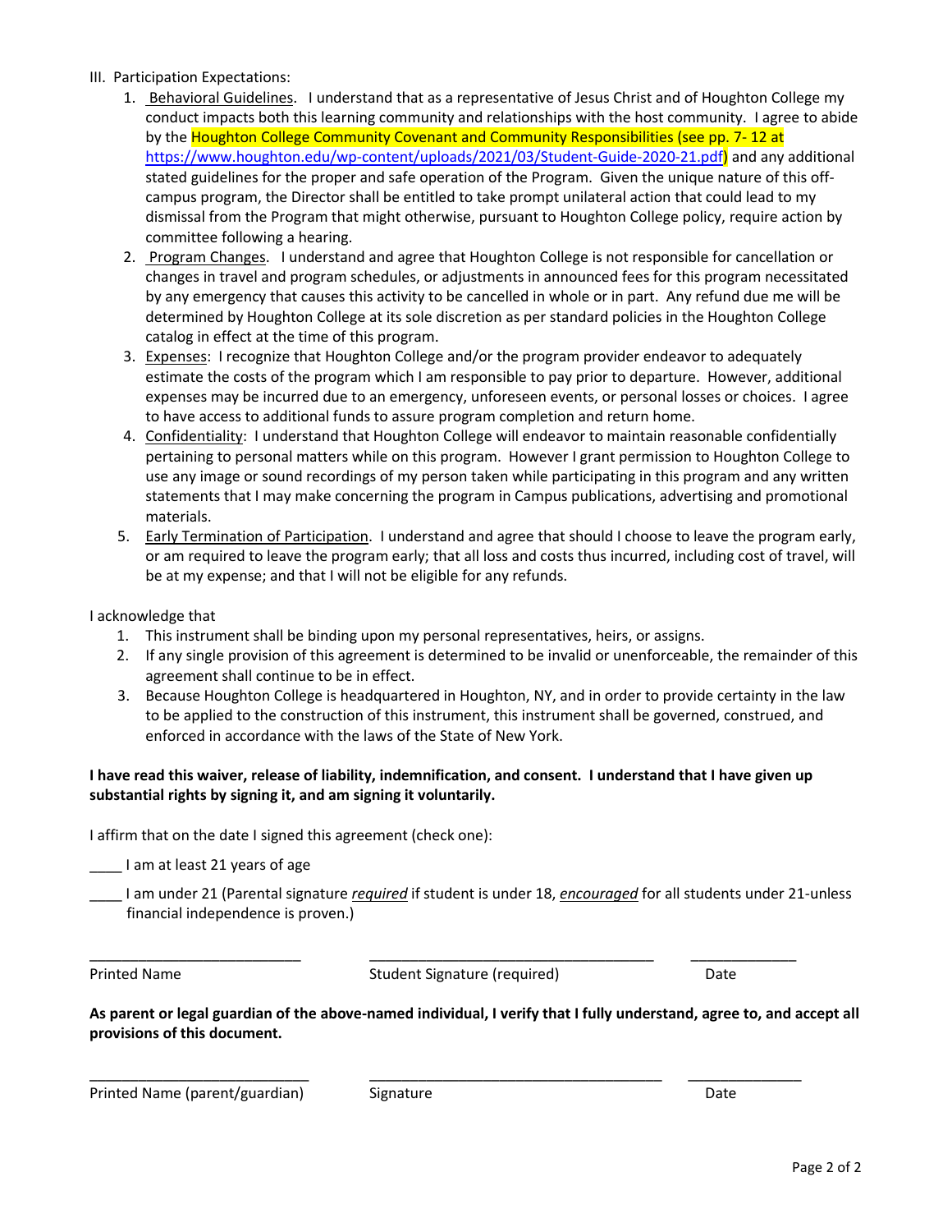III. Participation Expectations:

1. Behavioral Guidelines. I understand that as a representative of Jesus Christ and of Houghton College my conduct impacts both this learning community and relationships with the host community. I agree to abide by the Houghton College Community Covenant and Community Responsibilities (see pp. 7- 12 at https://www.houghton.edu/wp-content/uploads/2021/03/Student-Guide-2020-21.pdf) and any additional stated guidelines for the proper and safe operation of the Program. Given the unique nature of this off-campus program, the Director shall be entitled to take prompt unilateral action that could lead to my dismissal from the Program that might otherwise, pursuant to Houghton College policy, require action by committee following a hearing.
2. Program Changes. I understand and agree that Houghton College is not responsible for cancellation or changes in travel and program schedules, or adjustments in announced fees for this program necessitated by any emergency that causes this activity to be cancelled in whole or in part. Any refund due me will be determined by Houghton College at its sole discretion as per standard policies in the Houghton College catalog in effect at the time of this program.
3. Expenses: I recognize that Houghton College and/or the program provider endeavor to adequately estimate the costs of the program which I am responsible to pay prior to departure. However, additional expenses may be incurred due to an emergency, unforeseen events, or personal losses or choices. I agree to have access to additional funds to assure program completion and return home.
4. Confidentiality: I understand that Houghton College will endeavor to maintain reasonable confidentially pertaining to personal matters while on this program. However I grant permission to Houghton College to use any image or sound recordings of my person taken while participating in this program and any written statements that I may make concerning the program in Campus publications, advertising and promotional materials.
5. Early Termination of Participation. I understand and agree that should I choose to leave the program early, or am required to leave the program early; that all loss and costs thus incurred, including cost of travel, will be at my expense; and that I will not be eligible for any refunds.

I acknowledge that

1. This instrument shall be binding upon my personal representatives, heirs, or assigns.
2. If any single provision of this agreement is determined to be invalid or unenforceable, the remainder of this agreement shall continue to be in effect.
3. Because Houghton College is headquartered in Houghton, NY, and in order to provide certainty in the law to be applied to the construction of this instrument, this instrument shall be governed, construed, and enforced in accordance with the laws of the State of New York.

**I have read this waiver, release of liability, indemnification, and consent. I understand that I have given up substantial rights by signing it, and am signing it voluntarily.**

I affirm that on the date I signed this agreement (check one):

____ I am at least 21 years of age

____ I am under 21 (Parental signature *required* if student is under 18, *encouraged* for all students under 21-unless financial independence is proven.)

__________________________ ____________________________________ _____________

Printed Name Student Signature (required) Date

**As parent or legal guardian of the above-named individual, I verify that I fully understand, agree to, and accept all provisions of this document.**

___________________________ _____________________________________ ______________

Printed Name (parent/guardian) Signature Date